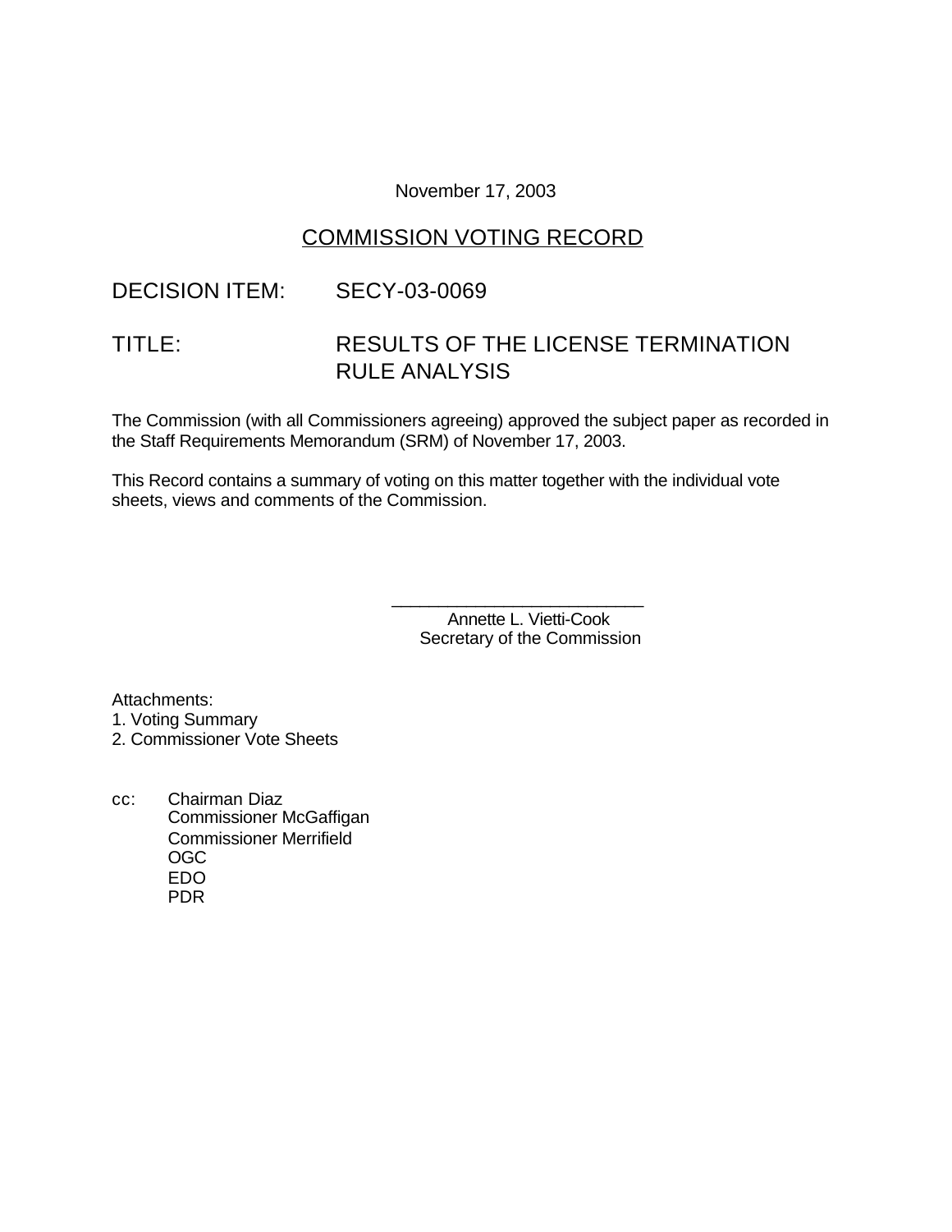November 17, 2003

# COMMISSION VOTING RECORD

DECISION ITEM: SECY-03-0069

TITLE: RESULTS OF THE LICENSE TERMINATION RULE ANALYSIS

The Commission (with all Commissioners agreeing) approved the subject paper as recorded in the Staff Requirements Memorandum (SRM) of November 17, 2003.

This Record contains a summary of voting on this matter together with the individual vote sheets, views and comments of the Commission.

\_\_\_\_\_\_\_\_\_\_\_\_\_\_\_\_\_\_\_\_\_\_\_\_\_\_\_
Annette L. Vietti-Cook
Secretary of the Commission

Attachments:
1. Voting Summary
2. Commissioner Vote Sheets

cc: Chairman Diaz
Commissioner McGaffigan
Commissioner Merrifield
OGC
EDO
PDR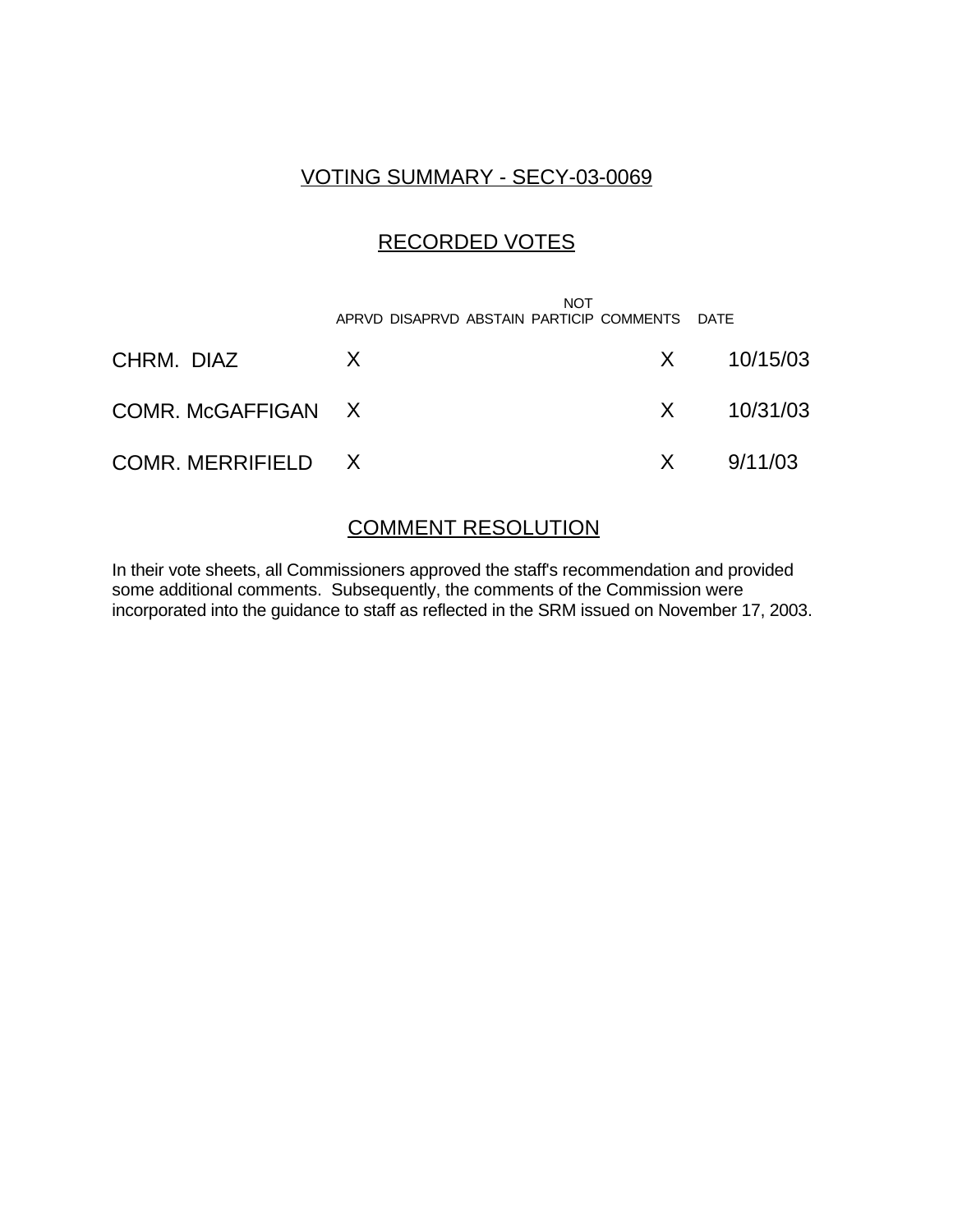## VOTING SUMMARY - SECY-03-0069

## RECORDED VOTES

| | APRVD | DISAPRVD | ABSTAIN | NOT PARTICIP | COMMENTS | DATE |
|---|---|---|---|---|---|---|
| CHRM. DIAZ | X | | | | X | 10/15/03 |
| COMR. McGAFFIGAN | X | | | | X | 10/31/03 |
| COMR. MERRIFIELD | X | | | | X | 9/11/03 |

## COMMENT RESOLUTION

In their vote sheets, all Commissioners approved the staff's recommendation and provided some additional comments. Subsequently, the comments of the Commission were incorporated into the guidance to staff as reflected in the SRM issued on November 17, 2003.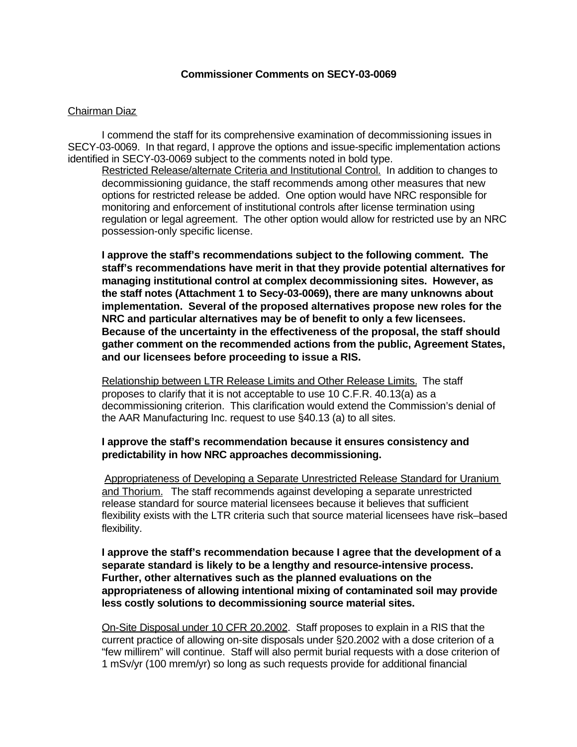**Commissioner Comments on SECY-03-0069**

Chairman Diaz

I commend the staff for its comprehensive examination of decommissioning issues in SECY-03-0069. In that regard, I approve the options and issue-specific implementation actions identified in SECY-03-0069 subject to the comments noted in bold type.

Restricted Release/alternate Criteria and Institutional Control. In addition to changes to decommissioning guidance, the staff recommends among other measures that new options for restricted release be added. One option would have NRC responsible for monitoring and enforcement of institutional controls after license termination using regulation or legal agreement. The other option would allow for restricted use by an NRC possession-only specific license.

**I approve the staff's recommendations subject to the following comment. The staff's recommendations have merit in that they provide potential alternatives for managing institutional control at complex decommissioning sites. However, as the staff notes (Attachment 1 to Secy-03-0069), there are many unknowns about implementation. Several of the proposed alternatives propose new roles for the NRC and particular alternatives may be of benefit to only a few licensees. Because of the uncertainty in the effectiveness of the proposal, the staff should gather comment on the recommended actions from the public, Agreement States, and our licensees before proceeding to issue a RIS.**

Relationship between LTR Release Limits and Other Release Limits. The staff proposes to clarify that it is not acceptable to use 10 C.F.R. 40.13(a) as a decommissioning criterion. This clarification would extend the Commission's denial of the AAR Manufacturing Inc. request to use §40.13 (a) to all sites.

**I approve the staff's recommendation because it ensures consistency and predictability in how NRC approaches decommissioning.**

Appropriateness of Developing a Separate Unrestricted Release Standard for Uranium and Thorium. The staff recommends against developing a separate unrestricted release standard for source material licensees because it believes that sufficient flexibility exists with the LTR criteria such that source material licensees have risk–based flexibility.

**I approve the staff's recommendation because I agree that the development of a separate standard is likely to be a lengthy and resource-intensive process. Further, other alternatives such as the planned evaluations on the appropriateness of allowing intentional mixing of contaminated soil may provide less costly solutions to decommissioning source material sites.**

On-Site Disposal under 10 CFR 20.2002. Staff proposes to explain in a RIS that the current practice of allowing on-site disposals under §20.2002 with a dose criterion of a "few millirem" will continue. Staff will also permit burial requests with a dose criterion of 1 mSv/yr (100 mrem/yr) so long as such requests provide for additional financial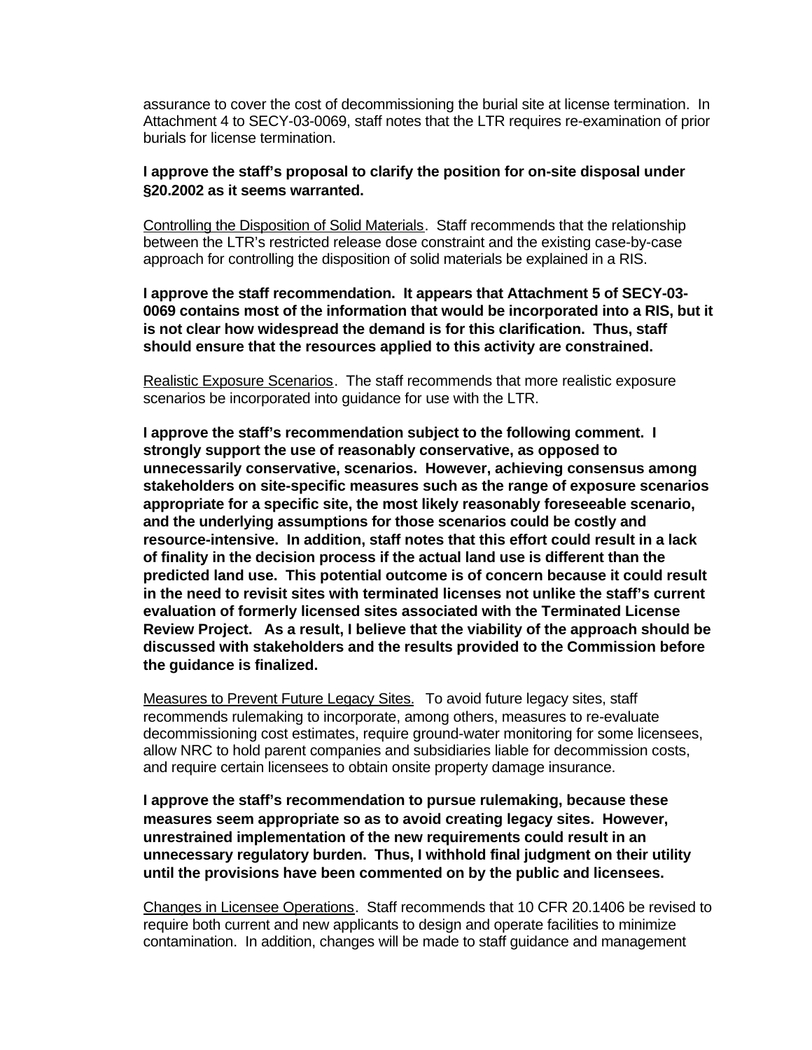assurance to cover the cost of decommissioning the burial site at license termination. In Attachment 4 to SECY-03-0069, staff notes that the LTR requires re-examination of prior burials for license termination.

**I approve the staff's proposal to clarify the position for on-site disposal under §20.2002 as it seems warranted.**

Controlling the Disposition of Solid Materials. Staff recommends that the relationship between the LTR's restricted release dose constraint and the existing case-by-case approach for controlling the disposition of solid materials be explained in a RIS.

**I approve the staff recommendation. It appears that Attachment 5 of SECY-03-0069 contains most of the information that would be incorporated into a RIS, but it is not clear how widespread the demand is for this clarification. Thus, staff should ensure that the resources applied to this activity are constrained.**

Realistic Exposure Scenarios. The staff recommends that more realistic exposure scenarios be incorporated into guidance for use with the LTR.

**I approve the staff's recommendation subject to the following comment. I strongly support the use of reasonably conservative, as opposed to unnecessarily conservative, scenarios. However, achieving consensus among stakeholders on site-specific measures such as the range of exposure scenarios appropriate for a specific site, the most likely reasonably foreseeable scenario, and the underlying assumptions for those scenarios could be costly and resource-intensive. In addition, staff notes that this effort could result in a lack of finality in the decision process if the actual land use is different than the predicted land use. This potential outcome is of concern because it could result in the need to revisit sites with terminated licenses not unlike the staff's current evaluation of formerly licensed sites associated with the Terminated License Review Project. As a result, I believe that the viability of the approach should be discussed with stakeholders and the results provided to the Commission before the guidance is finalized.**

Measures to Prevent Future Legacy Sites. To avoid future legacy sites, staff recommends rulemaking to incorporate, among others, measures to re-evaluate decommissioning cost estimates, require ground-water monitoring for some licensees, allow NRC to hold parent companies and subsidiaries liable for decommission costs, and require certain licensees to obtain onsite property damage insurance.

**I approve the staff's recommendation to pursue rulemaking, because these measures seem appropriate so as to avoid creating legacy sites. However, unrestrained implementation of the new requirements could result in an unnecessary regulatory burden. Thus, I withhold final judgment on their utility until the provisions have been commented on by the public and licensees.**

Changes in Licensee Operations. Staff recommends that 10 CFR 20.1406 be revised to require both current and new applicants to design and operate facilities to minimize contamination. In addition, changes will be made to staff guidance and management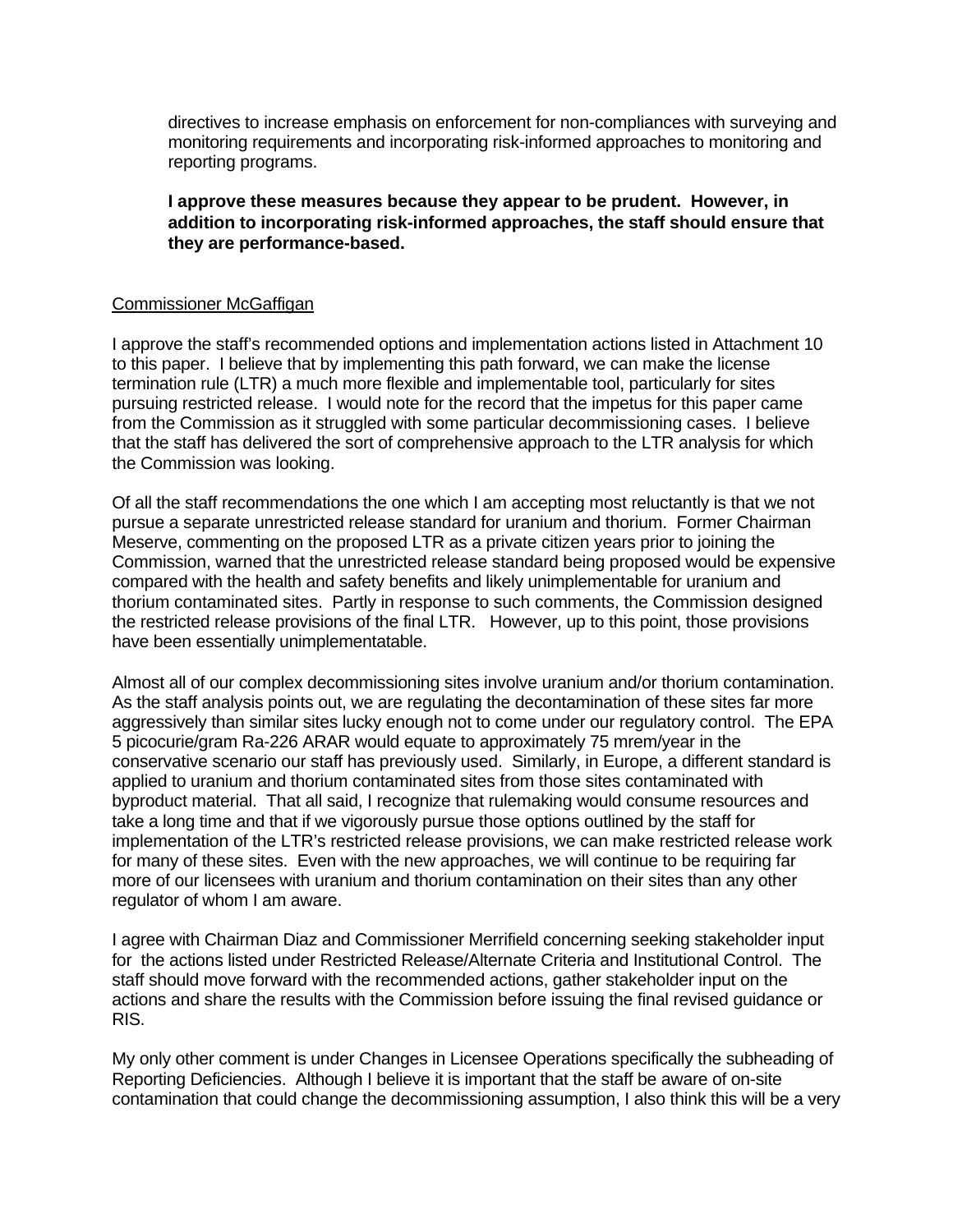directives to increase emphasis on enforcement for non-compliances with surveying and monitoring requirements and incorporating risk-informed approaches to monitoring and reporting programs.

**I approve these measures because they appear to be prudent. However, in addition to incorporating risk-informed approaches, the staff should ensure that they are performance-based.**

Commissioner McGaffigan

I approve the staff's recommended options and implementation actions listed in Attachment 10 to this paper. I believe that by implementing this path forward, we can make the license termination rule (LTR) a much more flexible and implementable tool, particularly for sites pursuing restricted release. I would note for the record that the impetus for this paper came from the Commission as it struggled with some particular decommissioning cases. I believe that the staff has delivered the sort of comprehensive approach to the LTR analysis for which the Commission was looking.

Of all the staff recommendations the one which I am accepting most reluctantly is that we not pursue a separate unrestricted release standard for uranium and thorium. Former Chairman Meserve, commenting on the proposed LTR as a private citizen years prior to joining the Commission, warned that the unrestricted release standard being proposed would be expensive compared with the health and safety benefits and likely unimplementable for uranium and thorium contaminated sites. Partly in response to such comments, the Commission designed the restricted release provisions of the final LTR. However, up to this point, those provisions have been essentially unimplementatable.

Almost all of our complex decommissioning sites involve uranium and/or thorium contamination. As the staff analysis points out, we are regulating the decontamination of these sites far more aggressively than similar sites lucky enough not to come under our regulatory control. The EPA 5 picocurie/gram Ra-226 ARAR would equate to approximately 75 mrem/year in the conservative scenario our staff has previously used. Similarly, in Europe, a different standard is applied to uranium and thorium contaminated sites from those sites contaminated with byproduct material. That all said, I recognize that rulemaking would consume resources and take a long time and that if we vigorously pursue those options outlined by the staff for implementation of the LTR's restricted release provisions, we can make restricted release work for many of these sites. Even with the new approaches, we will continue to be requiring far more of our licensees with uranium and thorium contamination on their sites than any other regulator of whom I am aware.

I agree with Chairman Diaz and Commissioner Merrifield concerning seeking stakeholder input for the actions listed under Restricted Release/Alternate Criteria and Institutional Control. The staff should move forward with the recommended actions, gather stakeholder input on the actions and share the results with the Commission before issuing the final revised guidance or RIS.

My only other comment is under Changes in Licensee Operations specifically the subheading of Reporting Deficiencies. Although I believe it is important that the staff be aware of on-site contamination that could change the decommissioning assumption, I also think this will be a very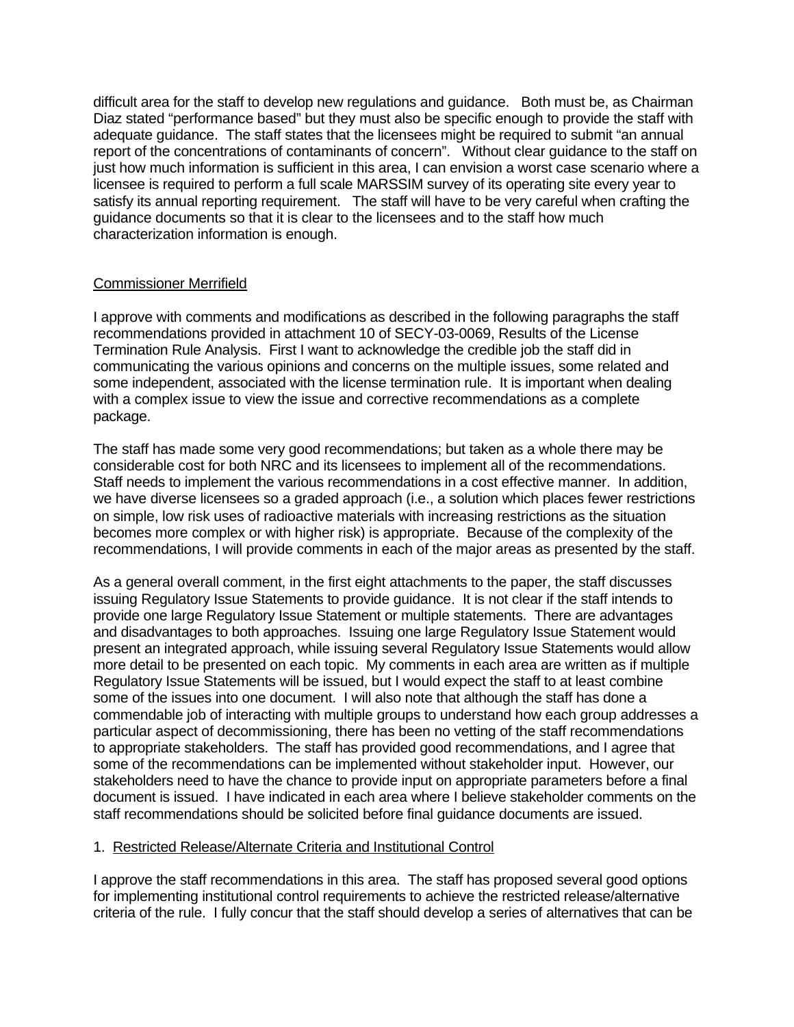difficult area for the staff to develop new regulations and guidance. Both must be, as Chairman Diaz stated "performance based" but they must also be specific enough to provide the staff with adequate guidance. The staff states that the licensees might be required to submit "an annual report of the concentrations of contaminants of concern". Without clear guidance to the staff on just how much information is sufficient in this area, I can envision a worst case scenario where a licensee is required to perform a full scale MARSSIM survey of its operating site every year to satisfy its annual reporting requirement. The staff will have to be very careful when crafting the guidance documents so that it is clear to the licensees and to the staff how much characterization information is enough.

Commissioner Merrifield

I approve with comments and modifications as described in the following paragraphs the staff recommendations provided in attachment 10 of SECY-03-0069, Results of the License Termination Rule Analysis. First I want to acknowledge the credible job the staff did in communicating the various opinions and concerns on the multiple issues, some related and some independent, associated with the license termination rule. It is important when dealing with a complex issue to view the issue and corrective recommendations as a complete package.

The staff has made some very good recommendations; but taken as a whole there may be considerable cost for both NRC and its licensees to implement all of the recommendations. Staff needs to implement the various recommendations in a cost effective manner. In addition, we have diverse licensees so a graded approach (i.e., a solution which places fewer restrictions on simple, low risk uses of radioactive materials with increasing restrictions as the situation becomes more complex or with higher risk) is appropriate. Because of the complexity of the recommendations, I will provide comments in each of the major areas as presented by the staff.

As a general overall comment, in the first eight attachments to the paper, the staff discusses issuing Regulatory Issue Statements to provide guidance. It is not clear if the staff intends to provide one large Regulatory Issue Statement or multiple statements. There are advantages and disadvantages to both approaches. Issuing one large Regulatory Issue Statement would present an integrated approach, while issuing several Regulatory Issue Statements would allow more detail to be presented on each topic. My comments in each area are written as if multiple Regulatory Issue Statements will be issued, but I would expect the staff to at least combine some of the issues into one document. I will also note that although the staff has done a commendable job of interacting with multiple groups to understand how each group addresses a particular aspect of decommissioning, there has been no vetting of the staff recommendations to appropriate stakeholders. The staff has provided good recommendations, and I agree that some of the recommendations can be implemented without stakeholder input. However, our stakeholders need to have the chance to provide input on appropriate parameters before a final document is issued. I have indicated in each area where I believe stakeholder comments on the staff recommendations should be solicited before final guidance documents are issued.

1. Restricted Release/Alternate Criteria and Institutional Control

I approve the staff recommendations in this area. The staff has proposed several good options for implementing institutional control requirements to achieve the restricted release/alternative criteria of the rule. I fully concur that the staff should develop a series of alternatives that can be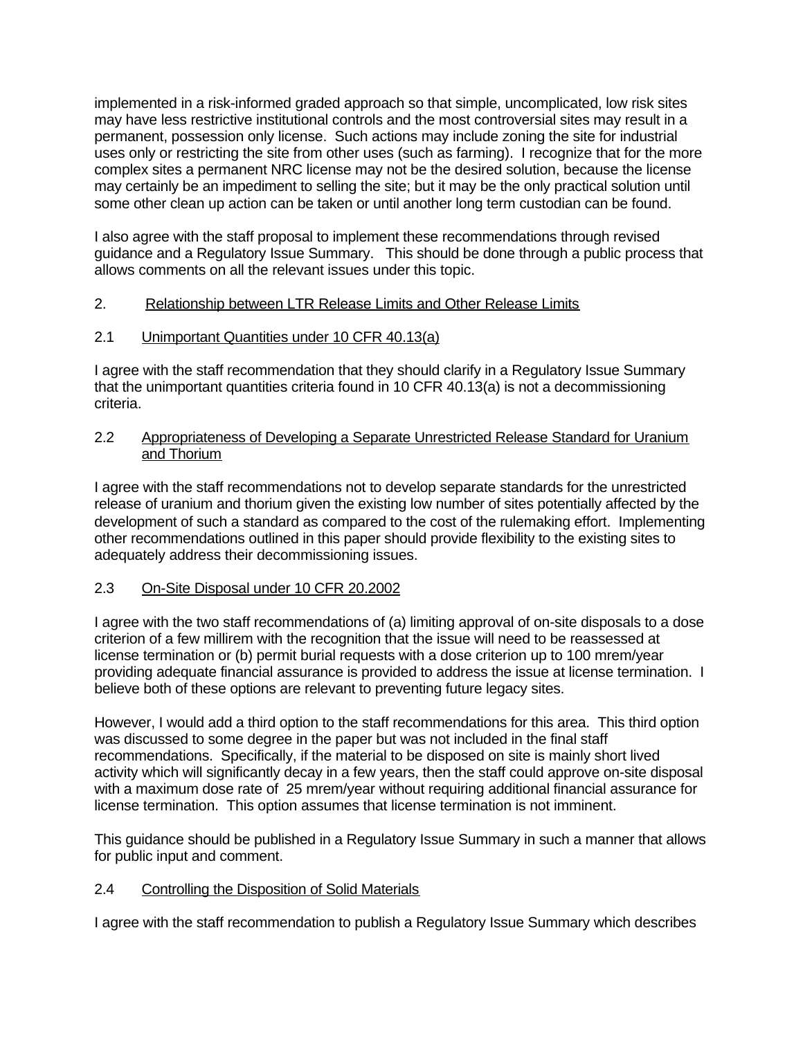implemented in a risk-informed graded approach so that simple, uncomplicated, low risk sites may have less restrictive institutional controls and the most controversial sites may result in a permanent, possession only license. Such actions may include zoning the site for industrial uses only or restricting the site from other uses (such as farming). I recognize that for the more complex sites a permanent NRC license may not be the desired solution, because the license may certainly be an impediment to selling the site; but it may be the only practical solution until some other clean up action can be taken or until another long term custodian can be found.

I also agree with the staff proposal to implement these recommendations through revised guidance and a Regulatory Issue Summary. This should be done through a public process that allows comments on all the relevant issues under this topic.

2. Relationship between LTR Release Limits and Other Release Limits

2.1 Unimportant Quantities under 10 CFR 40.13(a)

I agree with the staff recommendation that they should clarify in a Regulatory Issue Summary that the unimportant quantities criteria found in 10 CFR 40.13(a) is not a decommissioning criteria.

2.2 Appropriateness of Developing a Separate Unrestricted Release Standard for Uranium and Thorium

I agree with the staff recommendations not to develop separate standards for the unrestricted release of uranium and thorium given the existing low number of sites potentially affected by the development of such a standard as compared to the cost of the rulemaking effort. Implementing other recommendations outlined in this paper should provide flexibility to the existing sites to adequately address their decommissioning issues.

2.3 On-Site Disposal under 10 CFR 20.2002

I agree with the two staff recommendations of (a) limiting approval of on-site disposals to a dose criterion of a few millirem with the recognition that the issue will need to be reassessed at license termination or (b) permit burial requests with a dose criterion up to 100 mrem/year providing adequate financial assurance is provided to address the issue at license termination. I believe both of these options are relevant to preventing future legacy sites.

However, I would add a third option to the staff recommendations for this area. This third option was discussed to some degree in the paper but was not included in the final staff recommendations. Specifically, if the material to be disposed on site is mainly short lived activity which will significantly decay in a few years, then the staff could approve on-site disposal with a maximum dose rate of 25 mrem/year without requiring additional financial assurance for license termination. This option assumes that license termination is not imminent.

This guidance should be published in a Regulatory Issue Summary in such a manner that allows for public input and comment.

2.4 Controlling the Disposition of Solid Materials

I agree with the staff recommendation to publish a Regulatory Issue Summary which describes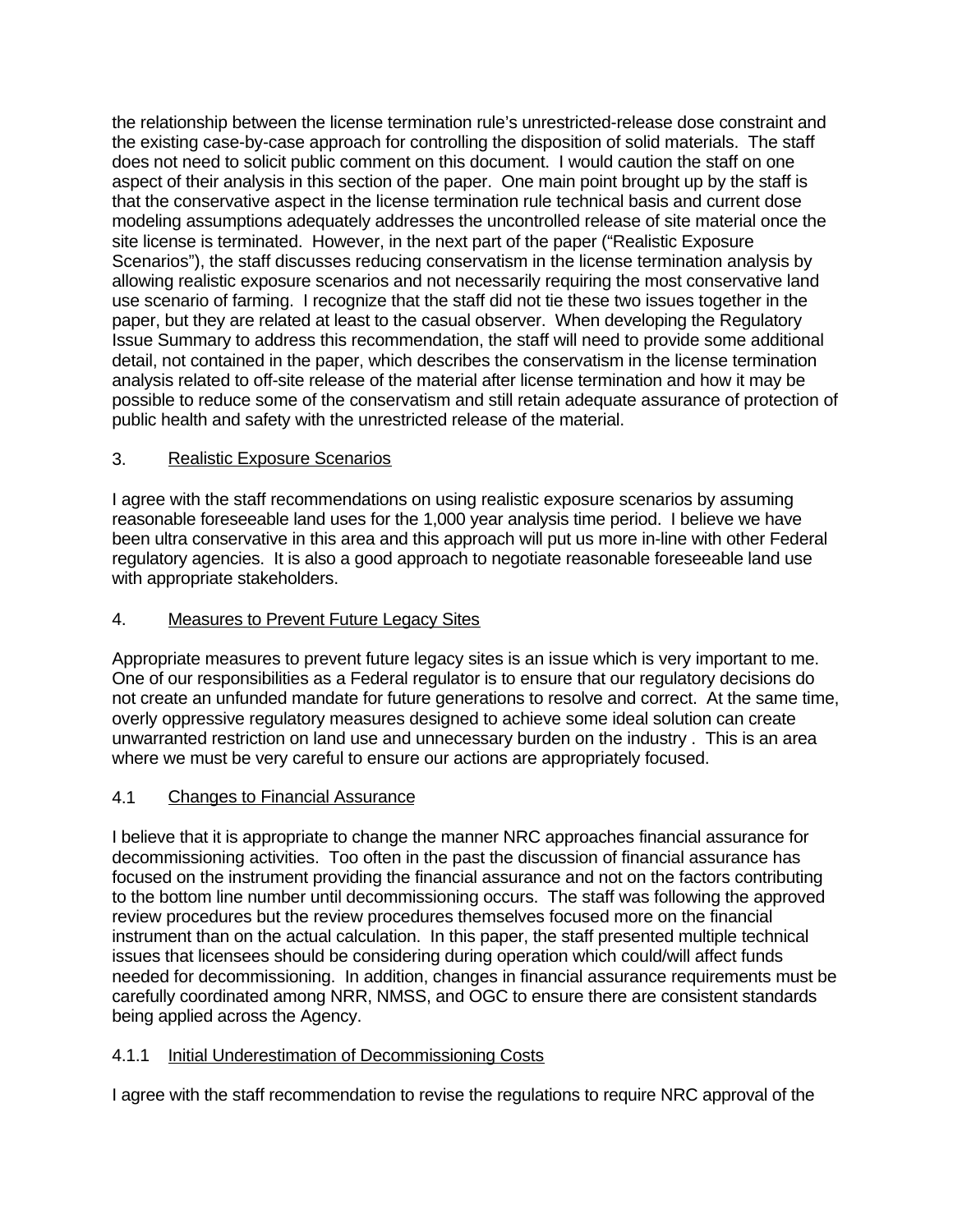the relationship between the license termination rule's unrestricted-release dose constraint and the existing case-by-case approach for controlling the disposition of solid materials. The staff does not need to solicit public comment on this document. I would caution the staff on one aspect of their analysis in this section of the paper. One main point brought up by the staff is that the conservative aspect in the license termination rule technical basis and current dose modeling assumptions adequately addresses the uncontrolled release of site material once the site license is terminated. However, in the next part of the paper ("Realistic Exposure Scenarios"), the staff discusses reducing conservatism in the license termination analysis by allowing realistic exposure scenarios and not necessarily requiring the most conservative land use scenario of farming. I recognize that the staff did not tie these two issues together in the paper, but they are related at least to the casual observer. When developing the Regulatory Issue Summary to address this recommendation, the staff will need to provide some additional detail, not contained in the paper, which describes the conservatism in the license termination analysis related to off-site release of the material after license termination and how it may be possible to reduce some of the conservatism and still retain adequate assurance of protection of public health and safety with the unrestricted release of the material.

3. <u>Realistic Exposure Scenarios</u>

I agree with the staff recommendations on using realistic exposure scenarios by assuming reasonable foreseeable land uses for the 1,000 year analysis time period. I believe we have been ultra conservative in this area and this approach will put us more in-line with other Federal regulatory agencies. It is also a good approach to negotiate reasonable foreseeable land use with appropriate stakeholders.

4. <u>Measures to Prevent Future Legacy Sites</u>

Appropriate measures to prevent future legacy sites is an issue which is very important to me. One of our responsibilities as a Federal regulator is to ensure that our regulatory decisions do not create an unfunded mandate for future generations to resolve and correct. At the same time, overly oppressive regulatory measures designed to achieve some ideal solution can create unwarranted restriction on land use and unnecessary burden on the industry . This is an area where we must be very careful to ensure our actions are appropriately focused.

4.1 <u>Changes to Financial Assurance</u>

I believe that it is appropriate to change the manner NRC approaches financial assurance for decommissioning activities. Too often in the past the discussion of financial assurance has focused on the instrument providing the financial assurance and not on the factors contributing to the bottom line number until decommissioning occurs. The staff was following the approved review procedures but the review procedures themselves focused more on the financial instrument than on the actual calculation. In this paper, the staff presented multiple technical issues that licensees should be considering during operation which could/will affect funds needed for decommissioning. In addition, changes in financial assurance requirements must be carefully coordinated among NRR, NMSS, and OGC to ensure there are consistent standards being applied across the Agency.

4.1.1 <u>Initial Underestimation of Decommissioning Costs</u>

I agree with the staff recommendation to revise the regulations to require NRC approval of the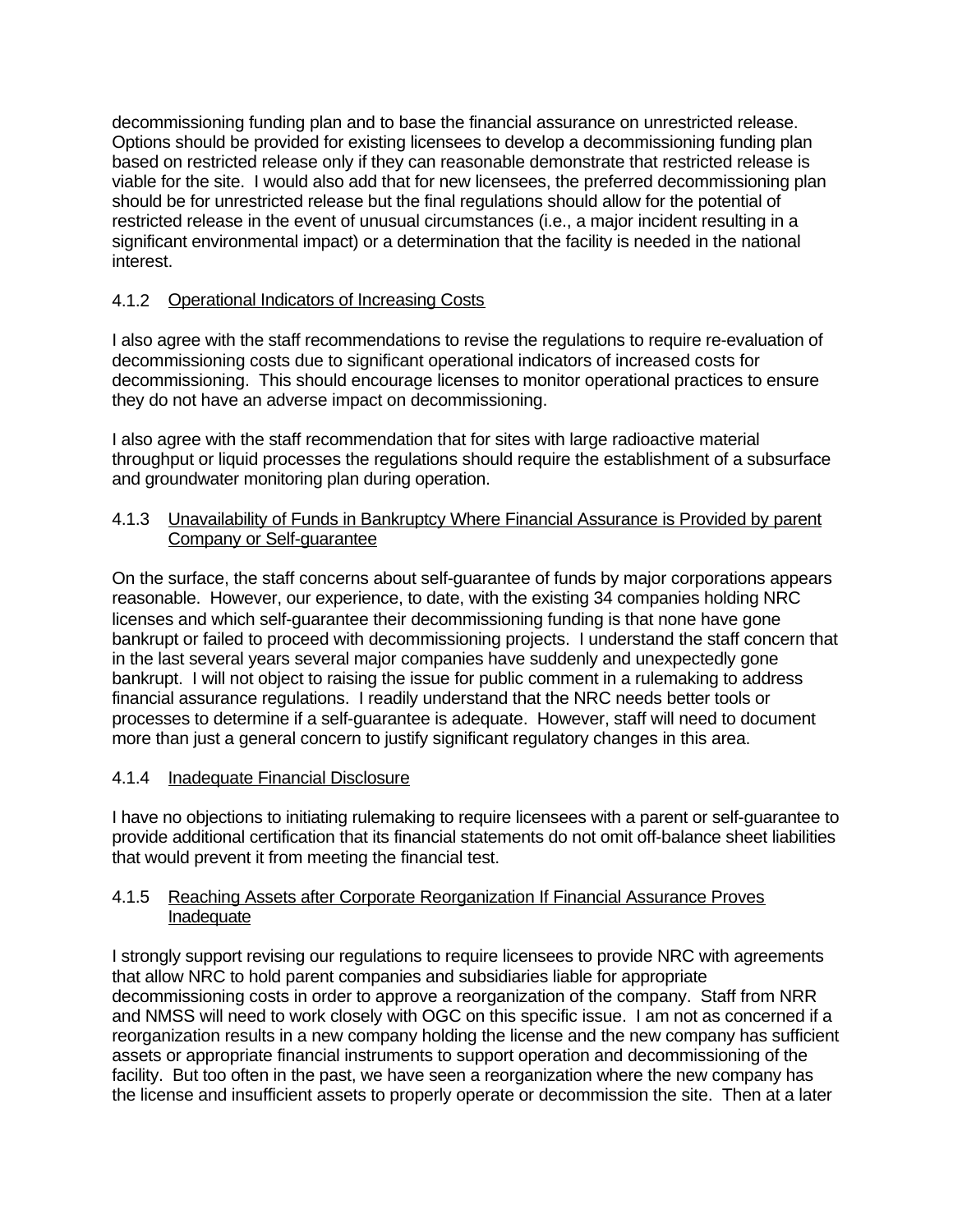decommissioning funding plan and to base the financial assurance on unrestricted release. Options should be provided for existing licensees to develop a decommissioning funding plan based on restricted release only if they can reasonable demonstrate that restricted release is viable for the site. I would also add that for new licensees, the preferred decommissioning plan should be for unrestricted release but the final regulations should allow for the potential of restricted release in the event of unusual circumstances (i.e., a major incident resulting in a significant environmental impact) or a determination that the facility is needed in the national interest.

#### 4.1.2 Operational Indicators of Increasing Costs

I also agree with the staff recommendations to revise the regulations to require re-evaluation of decommissioning costs due to significant operational indicators of increased costs for decommissioning. This should encourage licenses to monitor operational practices to ensure they do not have an adverse impact on decommissioning.

I also agree with the staff recommendation that for sites with large radioactive material throughput or liquid processes the regulations should require the establishment of a subsurface and groundwater monitoring plan during operation.

#### 4.1.3 Unavailability of Funds in Bankruptcy Where Financial Assurance is Provided by parent Company or Self-guarantee

On the surface, the staff concerns about self-guarantee of funds by major corporations appears reasonable. However, our experience, to date, with the existing 34 companies holding NRC licenses and which self-guarantee their decommissioning funding is that none have gone bankrupt or failed to proceed with decommissioning projects. I understand the staff concern that in the last several years several major companies have suddenly and unexpectedly gone bankrupt. I will not object to raising the issue for public comment in a rulemaking to address financial assurance regulations. I readily understand that the NRC needs better tools or processes to determine if a self-guarantee is adequate. However, staff will need to document more than just a general concern to justify significant regulatory changes in this area.

#### 4.1.4 Inadequate Financial Disclosure

I have no objections to initiating rulemaking to require licensees with a parent or self-guarantee to provide additional certification that its financial statements do not omit off-balance sheet liabilities that would prevent it from meeting the financial test.

#### 4.1.5 Reaching Assets after Corporate Reorganization If Financial Assurance Proves Inadequate

I strongly support revising our regulations to require licensees to provide NRC with agreements that allow NRC to hold parent companies and subsidiaries liable for appropriate decommissioning costs in order to approve a reorganization of the company. Staff from NRR and NMSS will need to work closely with OGC on this specific issue. I am not as concerned if a reorganization results in a new company holding the license and the new company has sufficient assets or appropriate financial instruments to support operation and decommissioning of the facility. But too often in the past, we have seen a reorganization where the new company has the license and insufficient assets to properly operate or decommission the site. Then at a later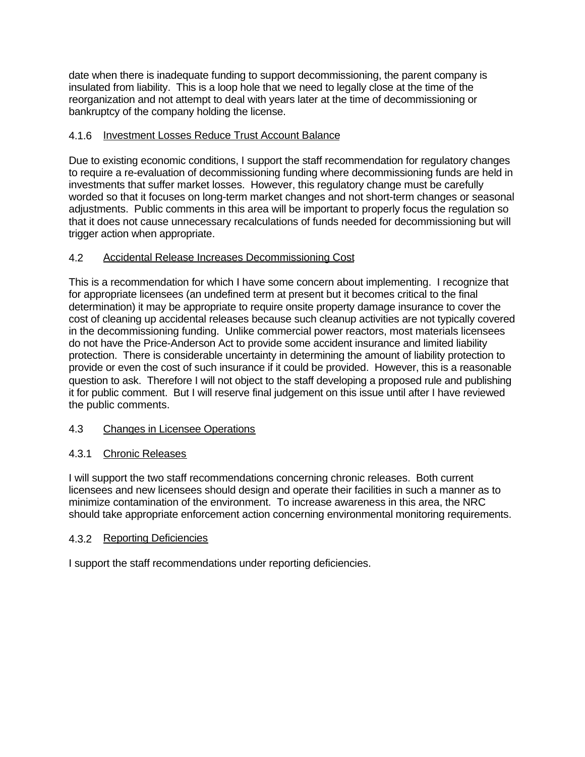date when there is inadequate funding to support decommissioning, the parent company is insulated from liability. This is a loop hole that we need to legally close at the time of the reorganization and not attempt to deal with years later at the time of decommissioning or bankruptcy of the company holding the license.

#### 4.1.6 Investment Losses Reduce Trust Account Balance

Due to existing economic conditions, I support the staff recommendation for regulatory changes to require a re-evaluation of decommissioning funding where decommissioning funds are held in investments that suffer market losses. However, this regulatory change must be carefully worded so that it focuses on long-term market changes and not short-term changes or seasonal adjustments. Public comments in this area will be important to properly focus the regulation so that it does not cause unnecessary recalculations of funds needed for decommissioning but will trigger action when appropriate.

### 4.2 Accidental Release Increases Decommissioning Cost

This is a recommendation for which I have some concern about implementing. I recognize that for appropriate licensees (an undefined term at present but it becomes critical to the final determination) it may be appropriate to require onsite property damage insurance to cover the cost of cleaning up accidental releases because such cleanup activities are not typically covered in the decommissioning funding. Unlike commercial power reactors, most materials licensees do not have the Price-Anderson Act to provide some accident insurance and limited liability protection. There is considerable uncertainty in determining the amount of liability protection to provide or even the cost of such insurance if it could be provided. However, this is a reasonable question to ask. Therefore I will not object to the staff developing a proposed rule and publishing it for public comment. But I will reserve final judgement on this issue until after I have reviewed the public comments.

### 4.3 Changes in Licensee Operations

#### 4.3.1 Chronic Releases

I will support the two staff recommendations concerning chronic releases. Both current licensees and new licensees should design and operate their facilities in such a manner as to minimize contamination of the environment. To increase awareness in this area, the NRC should take appropriate enforcement action concerning environmental monitoring requirements.

#### 4.3.2 Reporting Deficiencies

I support the staff recommendations under reporting deficiencies.